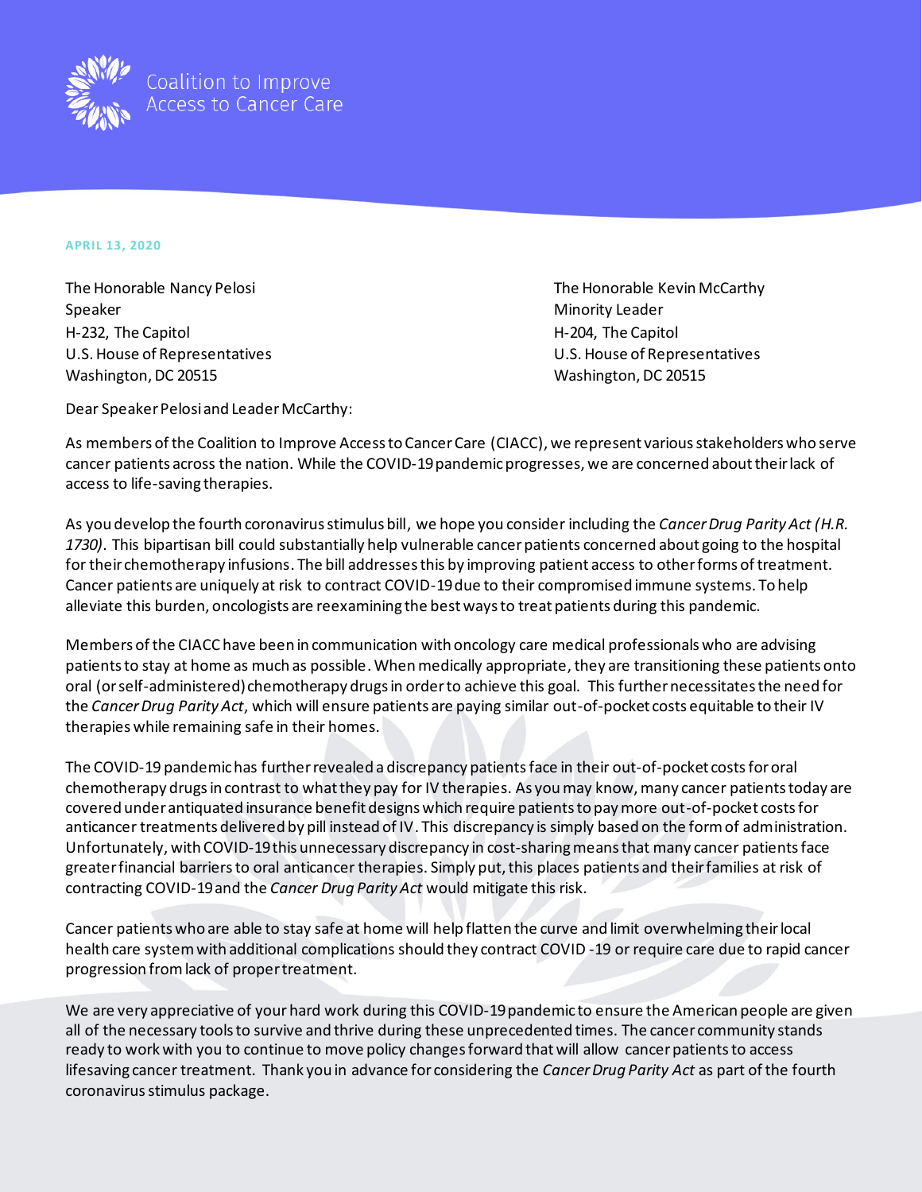Coalition to Improve Access to Cancer Care

**APRIL 13, 2020**

The Honorable Nancy Pelosi
Speaker
H-232, The Capitol
U.S. House of Representatives
Washington, DC 20515

The Honorable Kevin McCarthy
Minority Leader
H-204, The Capitol
U.S. House of Representatives
Washington, DC 20515

Dear Speaker Pelosi and Leader McCarthy:

As members of the Coalition to Improve Access to Cancer Care (CIACC), we represent various stakeholders who serve cancer patients across the nation. While the COVID-19 pandemic progresses, we are concerned about their lack of access to life-saving therapies.

As you develop the fourth coronavirus stimulus bill, we hope you consider including the *Cancer Drug Parity Act (H.R. 1730)*. This bipartisan bill could substantially help vulnerable cancer patients concerned about going to the hospital for their chemotherapy infusions. The bill addresses this by improving patient access to other forms of treatment. Cancer patients are uniquely at risk to contract COVID-19 due to their compromised immune systems. To help alleviate this burden, oncologists are reexamining the best ways to treat patients during this pandemic.

Members of the CIACC have been in communication with oncology care medical professionals who are advising patients to stay at home as much as possible. When medically appropriate, they are transitioning these patients onto oral (or self-administered) chemotherapy drugs in order to achieve this goal. This further necessitates the need for the *Cancer Drug Parity Act*, which will ensure patients are paying similar out-of-pocket costs equitable to their IV therapies while remaining safe in their homes.

The COVID-19 pandemic has further revealed a discrepancy patients face in their out-of-pocket costs for oral chemotherapy drugs in contrast to what they pay for IV therapies. As you may know, many cancer patients today are covered under antiquated insurance benefit designs which require patients to pay more out-of-pocket costs for anticancer treatments delivered by pill instead of IV. This discrepancy is simply based on the form of administration. Unfortunately, with COVID-19 this unnecessary discrepancy in cost-sharing means that many cancer patients face greater financial barriers to oral anticancer therapies. Simply put, this places patients and their families at risk of contracting COVID-19 and the *Cancer Drug Parity Act* would mitigate this risk.

Cancer patients who are able to stay safe at home will help flatten the curve and limit overwhelming their local health care system with additional complications should they contract COVID -19 or require care due to rapid cancer progression from lack of proper treatment.

We are very appreciative of your hard work during this COVID-19 pandemic to ensure the American people are given all of the necessary tools to survive and thrive during these unprecedented times. The cancer community stands ready to work with you to continue to move policy changes forward that will allow cancer patients to access lifesaving cancer treatment. Thank you in advance for considering the *Cancer Drug Parity Act* as part of the fourth coronavirus stimulus package.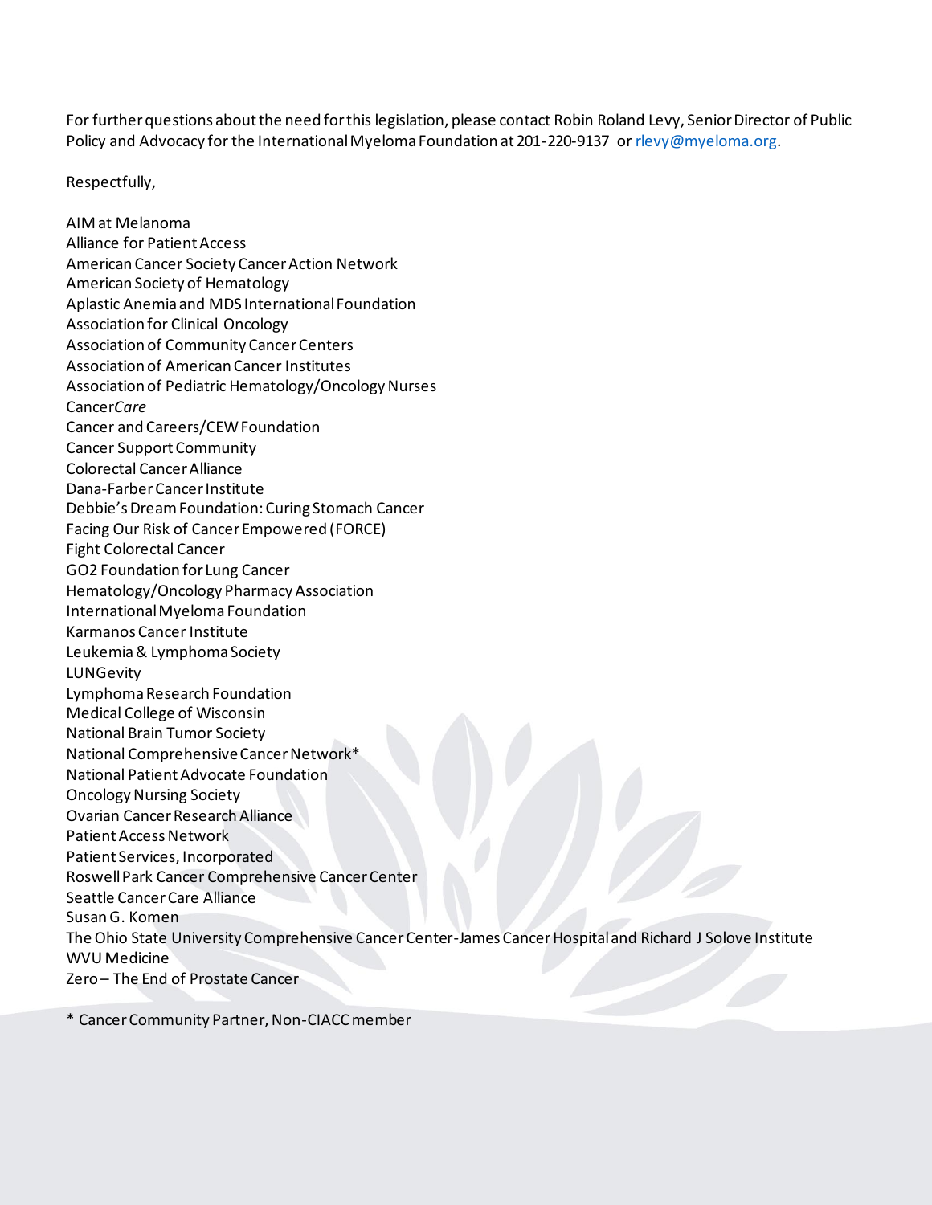For further questions about the need for this legislation, please contact Robin Roland Levy, Senior Director of Public Policy and Advocacy for the International Myeloma Foundation at 201-220-9137 or [rlevy@myeloma.org](mailto:rlevy@myeloma.org).

Respectfully,

AIM at Melanoma
Alliance for Patient Access
American Cancer Society Cancer Action Network
American Society of Hematology
Aplastic Anemia and MDS International Foundation
Association for Clinical Oncology
Association of Community Cancer Centers
Association of American Cancer Institutes
Association of Pediatric Hematology/Oncology Nurses
Cancer*Care*
Cancer and Careers/CEW Foundation
Cancer Support Community
Colorectal Cancer Alliance
Dana-Farber Cancer Institute
Debbie's Dream Foundation: Curing Stomach Cancer
Facing Our Risk of Cancer Empowered (FORCE)
Fight Colorectal Cancer
GO2 Foundation for Lung Cancer
Hematology/Oncology Pharmacy Association
International Myeloma Foundation
Karmanos Cancer Institute
Leukemia & Lymphoma Society
LUNGevity
Lymphoma Research Foundation
Medical College of Wisconsin
National Brain Tumor Society
National Comprehensive Cancer Network*
National Patient Advocate Foundation
Oncology Nursing Society
Ovarian Cancer Research Alliance
Patient Access Network
Patient Services, Incorporated
Roswell Park Cancer Comprehensive Cancer Center
Seattle Cancer Care Alliance
Susan G. Komen
The Ohio State University Comprehensive Cancer Center-James Cancer Hospital and Richard J Solove Institute
WVU Medicine
Zero – The End of Prostate Cancer

* Cancer Community Partner, Non-CIACC member